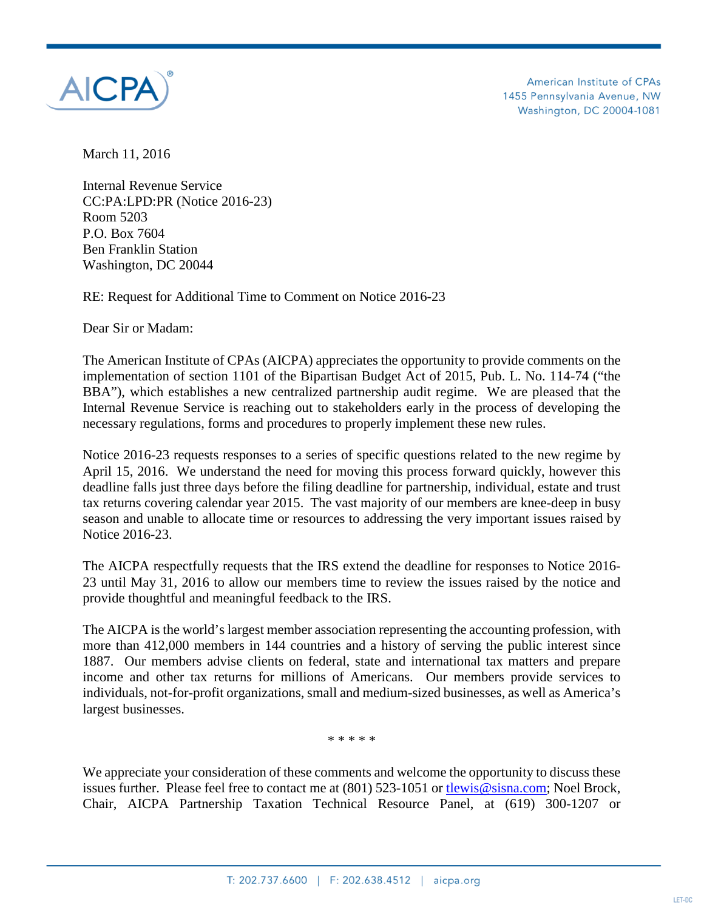AICPA®

American Institute of CPAs
1455 Pennsylvania Avenue, NW
Washington, DC 20004-1081

March 11, 2016

Internal Revenue Service
CC:PA:LPD:PR (Notice 2016-23)
Room 5203
P.O. Box 7604
Ben Franklin Station
Washington, DC 20044

RE: Request for Additional Time to Comment on Notice 2016-23

Dear Sir or Madam:

The American Institute of CPAs (AICPA) appreciates the opportunity to provide comments on the implementation of section 1101 of the Bipartisan Budget Act of 2015, Pub. L. No. 114-74 ("the BBA"), which establishes a new centralized partnership audit regime. We are pleased that the Internal Revenue Service is reaching out to stakeholders early in the process of developing the necessary regulations, forms and procedures to properly implement these new rules.

Notice 2016-23 requests responses to a series of specific questions related to the new regime by April 15, 2016. We understand the need for moving this process forward quickly, however this deadline falls just three days before the filing deadline for partnership, individual, estate and trust tax returns covering calendar year 2015. The vast majority of our members are knee-deep in busy season and unable to allocate time or resources to addressing the very important issues raised by Notice 2016-23.

The AICPA respectfully requests that the IRS extend the deadline for responses to Notice 2016-23 until May 31, 2016 to allow our members time to review the issues raised by the notice and provide thoughtful and meaningful feedback to the IRS.

The AICPA is the world's largest member association representing the accounting profession, with more than 412,000 members in 144 countries and a history of serving the public interest since 1887. Our members advise clients on federal, state and international tax matters and prepare income and other tax returns for millions of Americans. Our members provide services to individuals, not-for-profit organizations, small and medium-sized businesses, as well as America's largest businesses.

\* \* \* \* \*

We appreciate your consideration of these comments and welcome the opportunity to discuss these issues further. Please feel free to contact me at (801) 523-1051 or tlewis@sisna.com; Noel Brock, Chair, AICPA Partnership Taxation Technical Resource Panel, at (619) 300-1207 or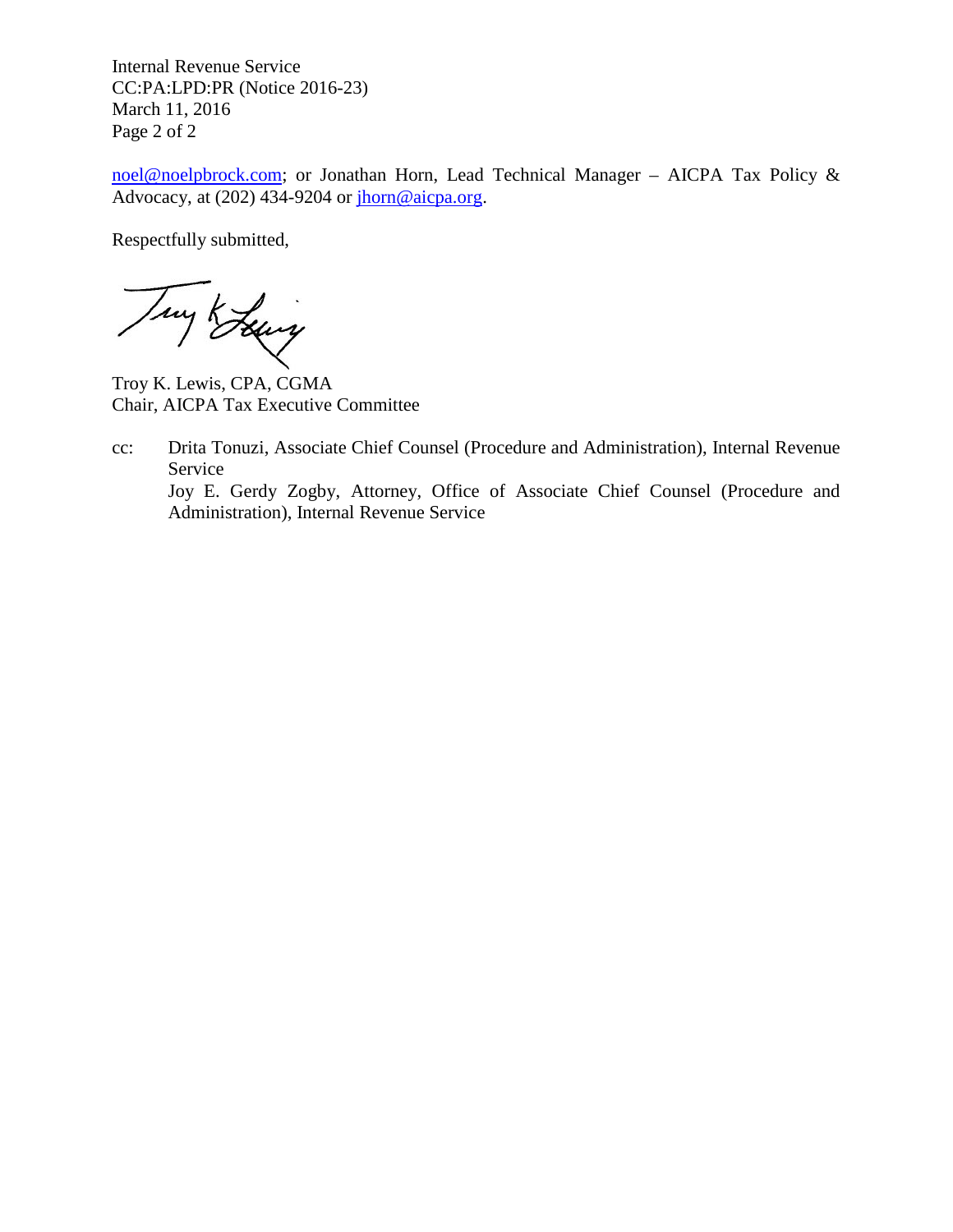noel@noelpbrock.com; or Jonathan Horn, Lead Technical Manager – AICPA Tax Policy & Advocacy, at (202) 434-9204 or jhorn@aicpa.org.

Respectfully submitted,

Troy K. Lewis, CPA, CGMA
Chair, AICPA Tax Executive Committee

cc: Drita Tonuzi, Associate Chief Counsel (Procedure and Administration), Internal Revenue Service
Joy E. Gerdy Zogby, Attorney, Office of Associate Chief Counsel (Procedure and Administration), Internal Revenue Service